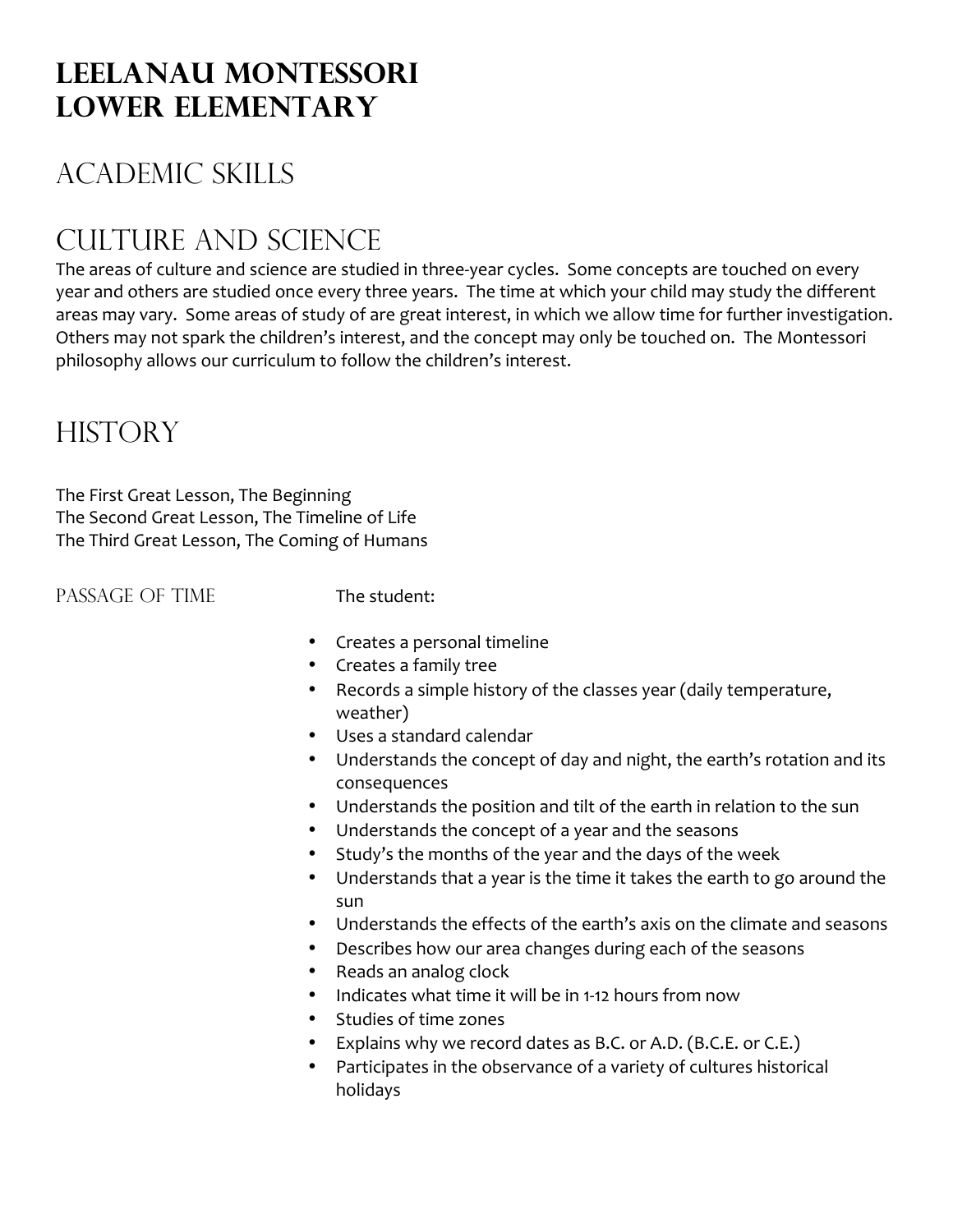# Leelanau Montessori
# Lower Elementary

## Academic Skills

## Culture and Science

The areas of culture and science are studied in three-year cycles. Some concepts are touched on every year and others are studied once every three years. The time at which your child may study the different areas may vary. Some areas of study of are great interest, in which we allow time for further investigation. Others may not spark the children's interest, and the concept may only be touched on. The Montessori philosophy allows our curriculum to follow the children's interest.

## History

The First Great Lesson, The Beginning
The Second Great Lesson, The Timeline of Life
The Third Great Lesson, The Coming of Humans

### Passage of Time

The student:

- Creates a personal timeline
- Creates a family tree
- Records a simple history of the classes year (daily temperature, weather)
- Uses a standard calendar
- Understands the concept of day and night, the earth's rotation and its consequences
- Understands the position and tilt of the earth in relation to the sun
- Understands the concept of a year and the seasons
- Study's the months of the year and the days of the week
- Understands that a year is the time it takes the earth to go around the sun
- Understands the effects of the earth's axis on the climate and seasons
- Describes how our area changes during each of the seasons
- Reads an analog clock
- Indicates what time it will be in 1-12 hours from now
- Studies of time zones
- Explains why we record dates as B.C. or A.D. (B.C.E. or C.E.)
- Participates in the observance of a variety of cultures historical holidays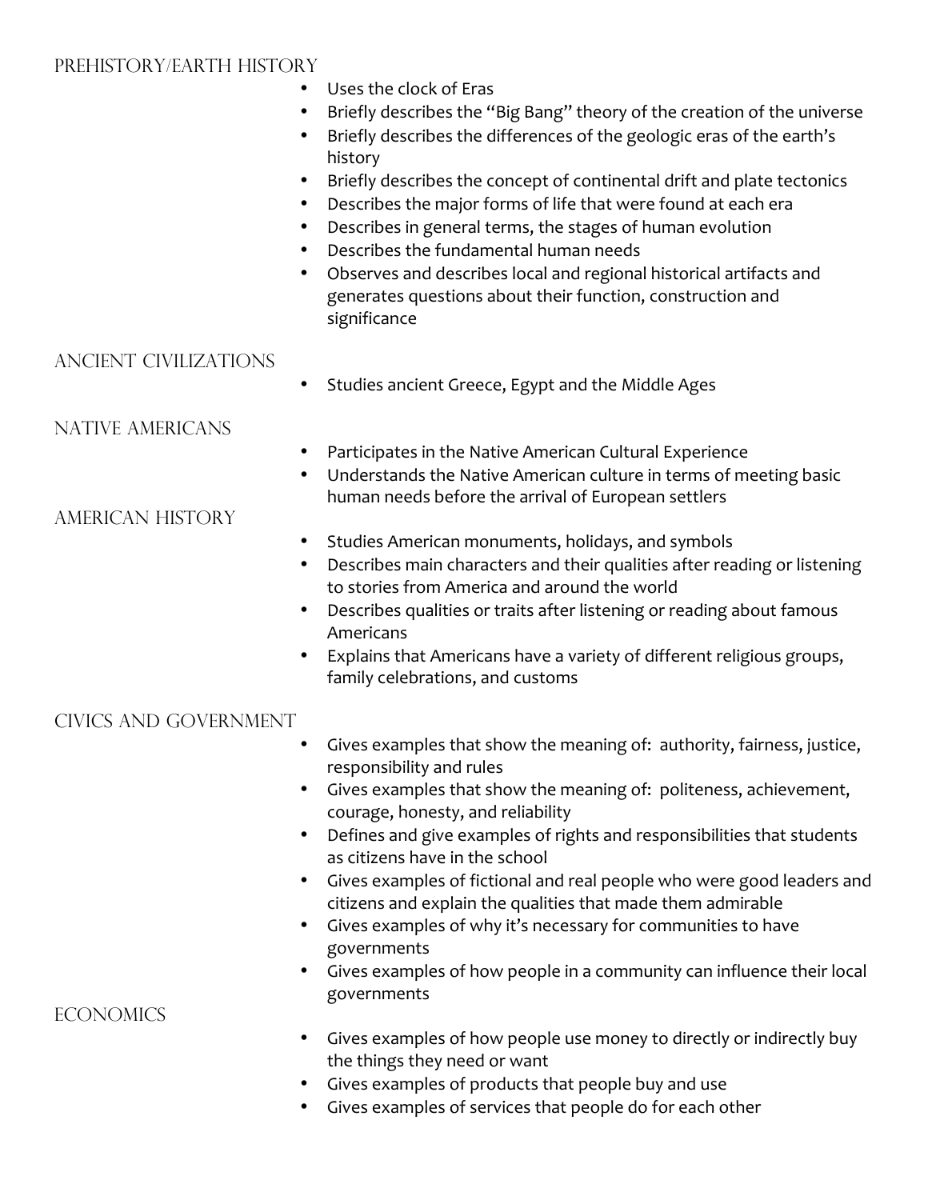## Prehistory/Earth History

- Uses the clock of Eras
- Briefly describes the "Big Bang" theory of the creation of the universe
- Briefly describes the differences of the geologic eras of the earth's history
- Briefly describes the concept of continental drift and plate tectonics
- Describes the major forms of life that were found at each era
- Describes in general terms, the stages of human evolution
- Describes the fundamental human needs
- Observes and describes local and regional historical artifacts and generates questions about their function, construction and significance

## Ancient Civilizations

- Studies ancient Greece, Egypt and the Middle Ages

## Native Americans

- Participates in the Native American Cultural Experience
- Understands the Native American culture in terms of meeting basic human needs before the arrival of European settlers

## American History

- Studies American monuments, holidays, and symbols
- Describes main characters and their qualities after reading or listening to stories from America and around the world
- Describes qualities or traits after listening or reading about famous Americans
- Explains that Americans have a variety of different religious groups, family celebrations, and customs

## Civics and Government

- Gives examples that show the meaning of: authority, fairness, justice, responsibility and rules
- Gives examples that show the meaning of: politeness, achievement, courage, honesty, and reliability
- Defines and give examples of rights and responsibilities that students as citizens have in the school
- Gives examples of fictional and real people who were good leaders and citizens and explain the qualities that made them admirable
- Gives examples of why it's necessary for communities to have governments
- Gives examples of how people in a community can influence their local governments

## Economics

- Gives examples of how people use money to directly or indirectly buy the things they need or want
- Gives examples of products that people buy and use
- Gives examples of services that people do for each other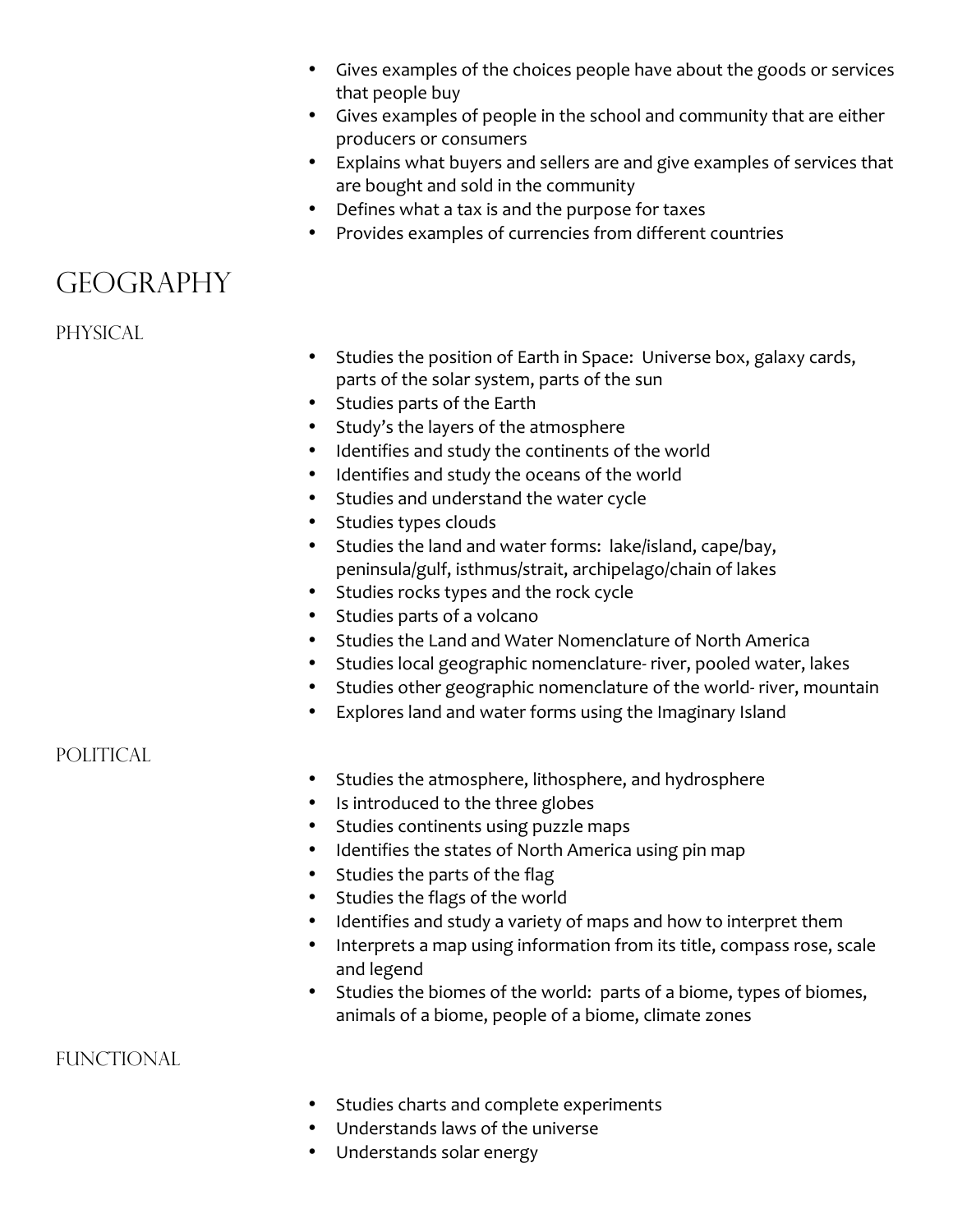- Gives examples of the choices people have about the goods or services that people buy
- Gives examples of people in the school and community that are either producers or consumers
- Explains what buyers and sellers are and give examples of services that are bought and sold in the community
- Defines what a tax is and the purpose for taxes
- Provides examples of currencies from different countries

# GEOGRAPHY

## PHYSICAL

- Studies the position of Earth in Space: Universe box, galaxy cards, parts of the solar system, parts of the sun
- Studies parts of the Earth
- Study's the layers of the atmosphere
- Identifies and study the continents of the world
- Identifies and study the oceans of the world
- Studies and understand the water cycle
- Studies types clouds
- Studies the land and water forms: lake/island, cape/bay, peninsula/gulf, isthmus/strait, archipelago/chain of lakes
- Studies rocks types and the rock cycle
- Studies parts of a volcano
- Studies the Land and Water Nomenclature of North America
- Studies local geographic nomenclature- river, pooled water, lakes
- Studies other geographic nomenclature of the world- river, mountain
- Explores land and water forms using the Imaginary Island

## POLITICAL

- Studies the atmosphere, lithosphere, and hydrosphere
- Is introduced to the three globes
- Studies continents using puzzle maps
- Identifies the states of North America using pin map
- Studies the parts of the flag
- Studies the flags of the world
- Identifies and study a variety of maps and how to interpret them
- Interprets a map using information from its title, compass rose, scale and legend
- Studies the biomes of the world: parts of a biome, types of biomes, animals of a biome, people of a biome, climate zones

## FUNCTIONAL

- Studies charts and complete experiments
- Understands laws of the universe
- Understands solar energy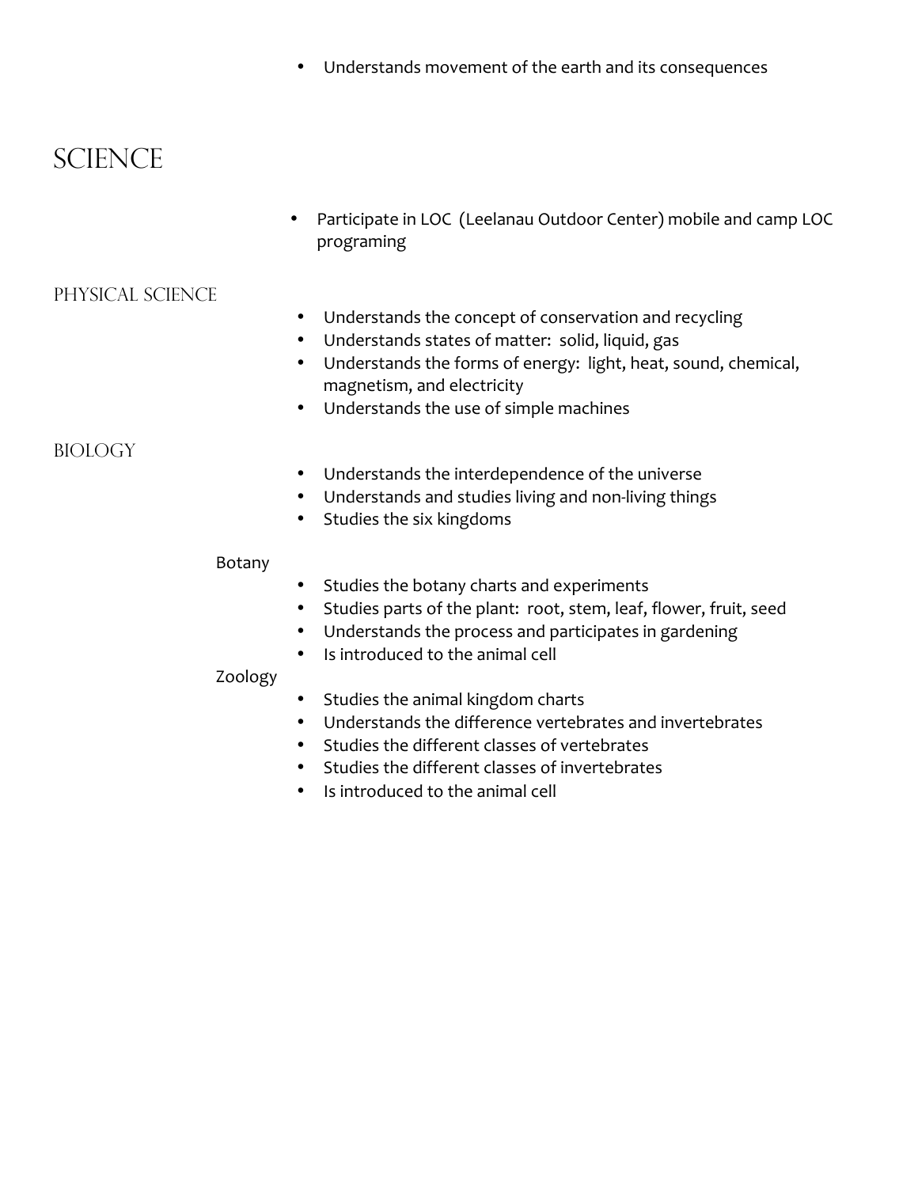- Understands movement of the earth and its consequences

# Science

- Participate in LOC (Leelanau Outdoor Center) mobile and camp LOC programing

## Physical Science

- Understands the concept of conservation and recycling
- Understands states of matter: solid, liquid, gas
- Understands the forms of energy: light, heat, sound, chemical, magnetism, and electricity
- Understands the use of simple machines

## Biology

- Understands the interdependence of the universe
- Understands and studies living and non-living things
- Studies the six kingdoms

### Botany

- Studies the botany charts and experiments
- Studies parts of the plant: root, stem, leaf, flower, fruit, seed
- Understands the process and participates in gardening
- Is introduced to the animal cell

### Zoology

- Studies the animal kingdom charts
- Understands the difference vertebrates and invertebrates
- Studies the different classes of vertebrates
- Studies the different classes of invertebrates
- Is introduced to the animal cell